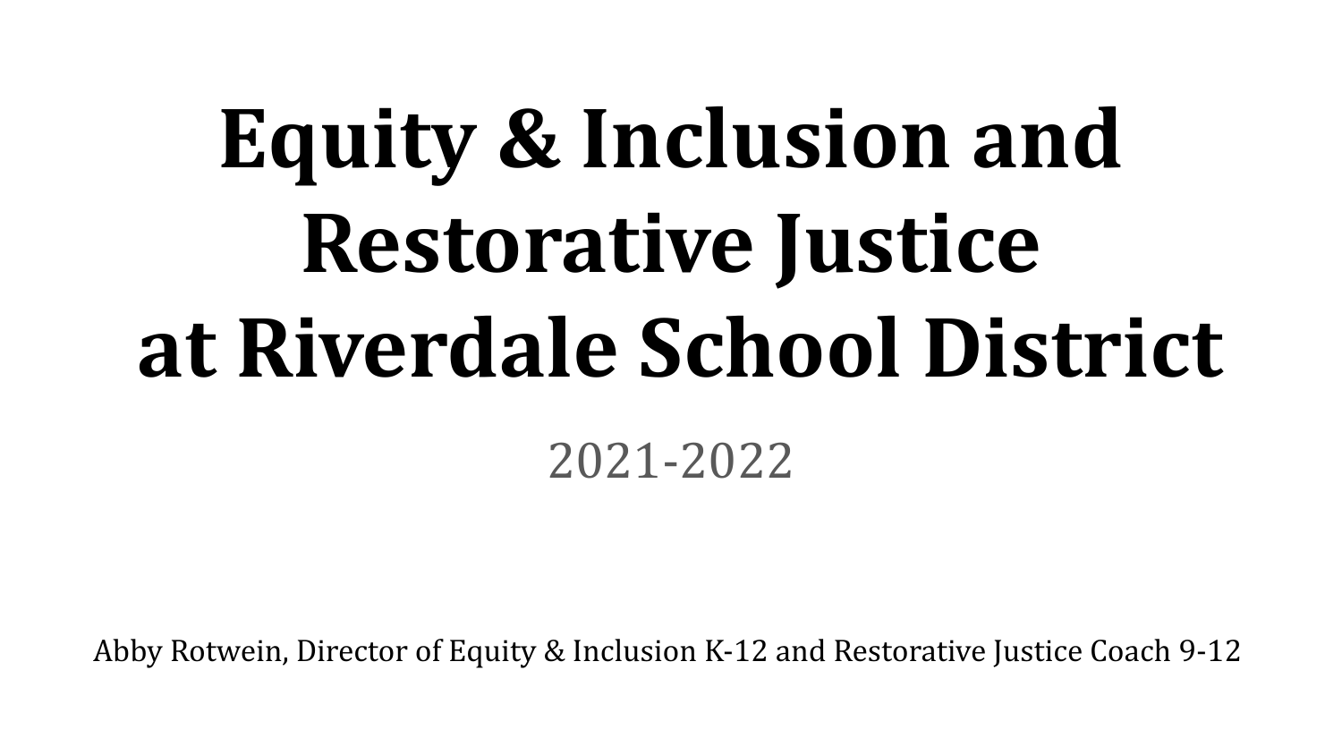# Equity & Inclusion and Restorative Justice at Riverdale School District

2021-2022

Abby Rotwein, Director of Equity & Inclusion K-12 and Restorative Justice Coach 9-12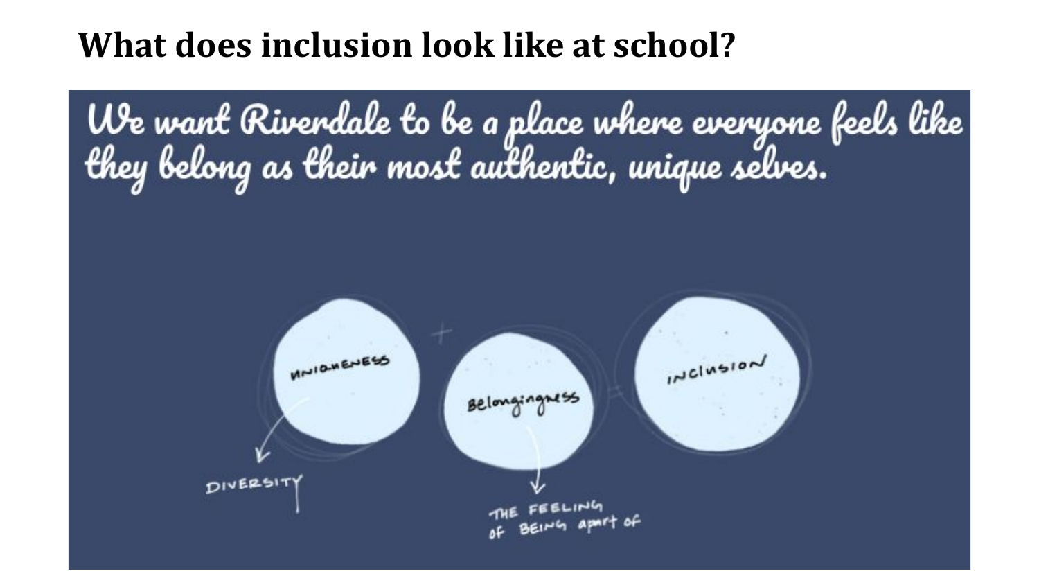# What does inclusion look like at school?

We want Riverdale to be a place where everyone feels like they belong as their most authentic, unique selves.

UNIQUENESS + Belongingness = INCLUSION

UNIQUENESS → DIVERSITY

Belongingness → THE FEELING OF BEING apart of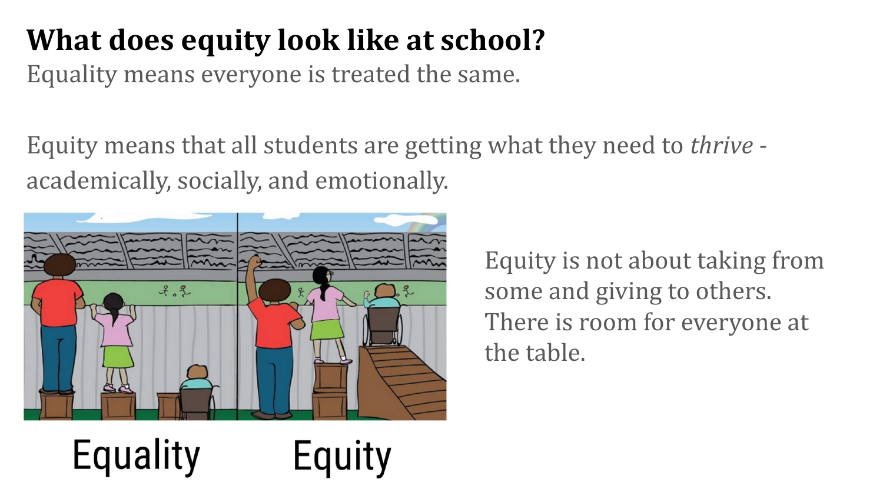# What does equity look like at school?

Equality means everyone is treated the same.

Equity means that all students are getting what they need to *thrive* - academically, socially, and emotionally.

Equality Equity

Equity is not about taking from some and giving to others. There is room for everyone at the table.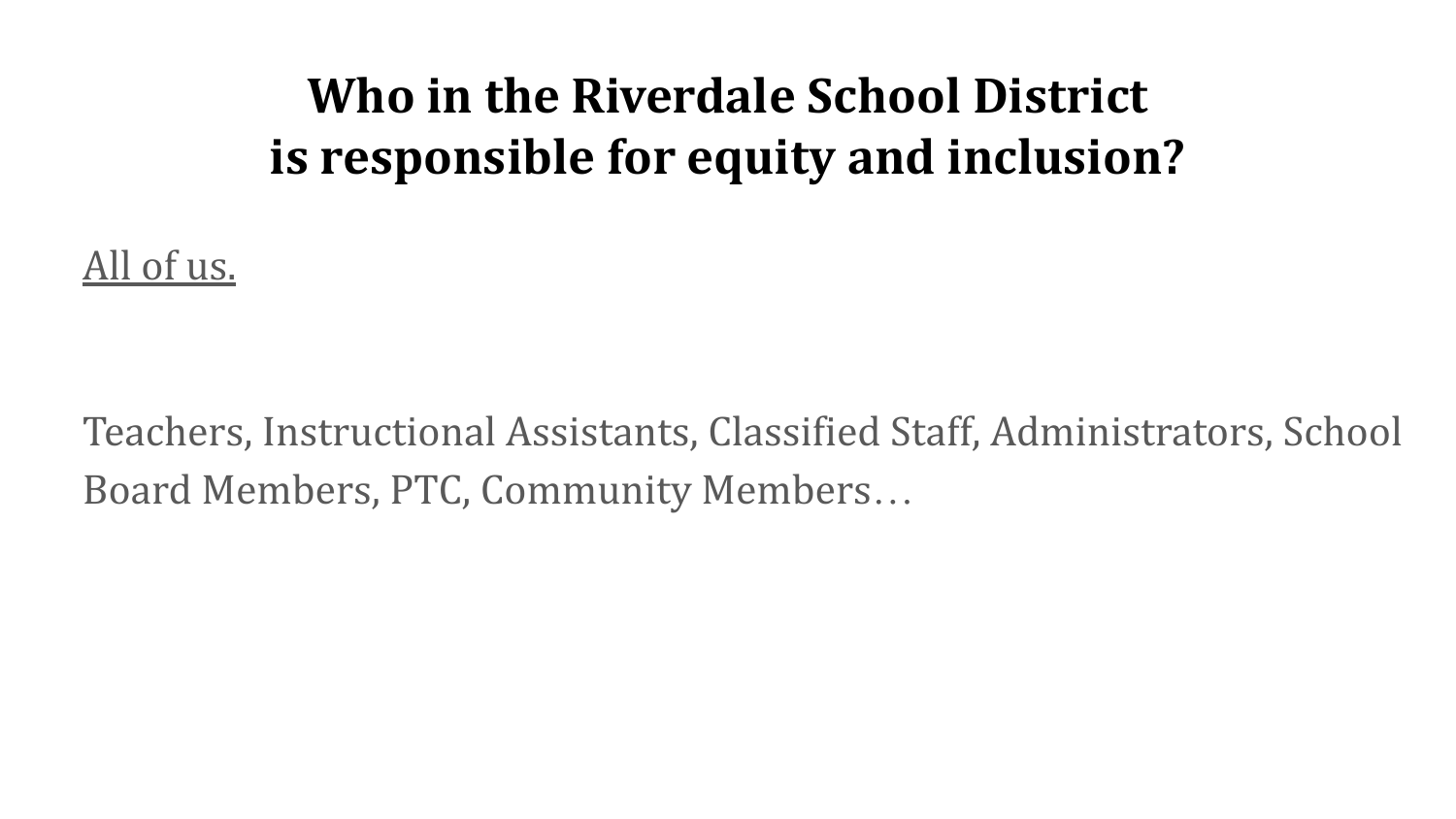# Who in the Riverdale School District is responsible for equity and inclusion?

<u>All of us.</u>

Teachers, Instructional Assistants, Classified Staff, Administrators, School Board Members, PTC, Community Members…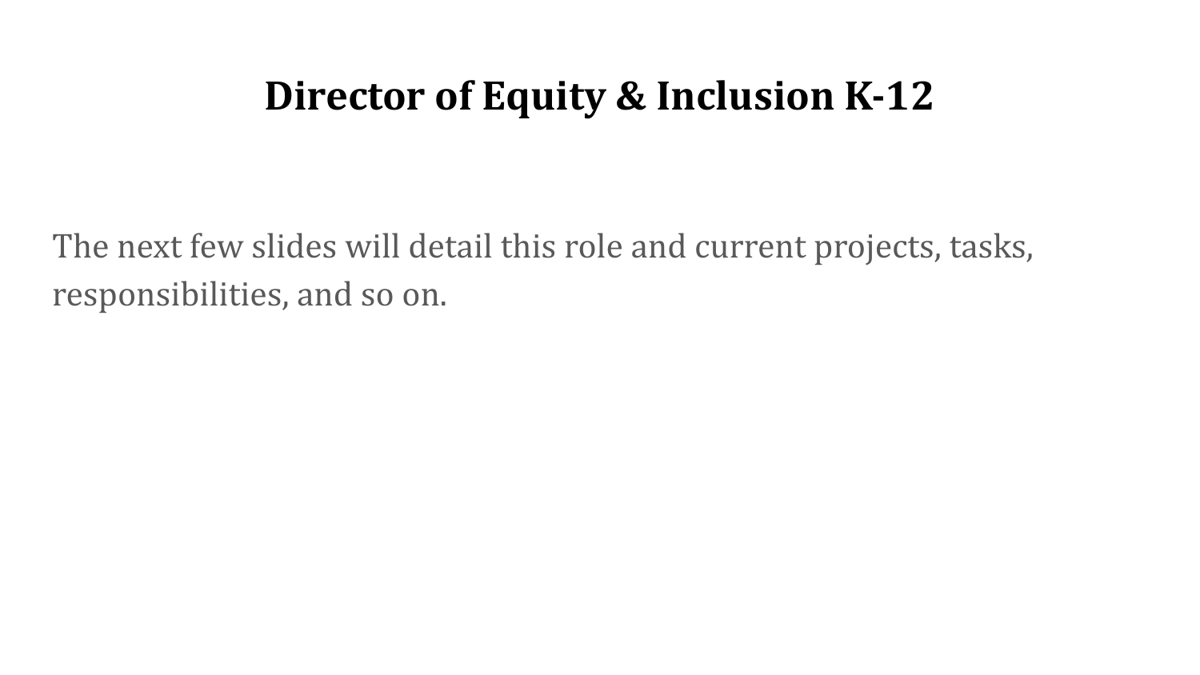# Director of Equity & Inclusion K-12

The next few slides will detail this role and current projects, tasks, responsibilities, and so on.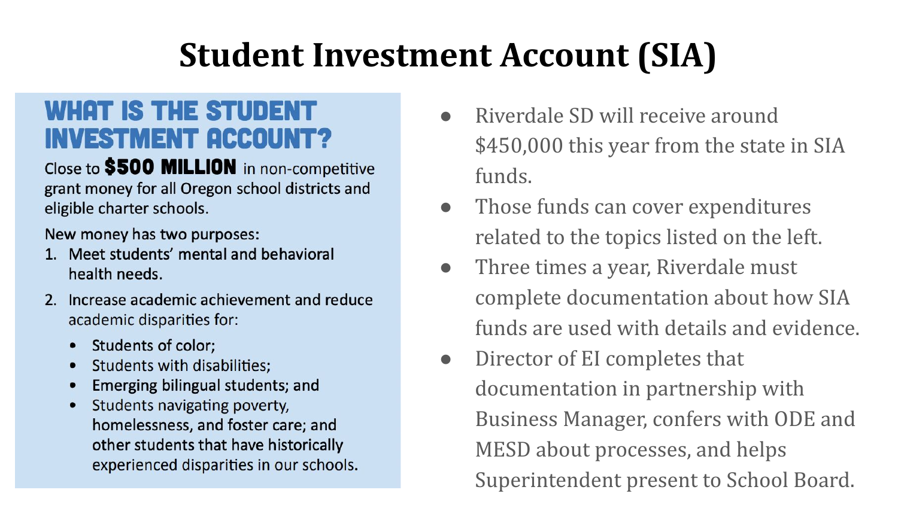# Student Investment Account (SIA)

## WHAT IS THE STUDENT INVESTMENT ACCOUNT?

Close to **$500 MILLION** in non-competitive grant money for all Oregon school districts and eligible charter schools.

New money has two purposes:

1. Meet students' mental and behavioral health needs.
2. Increase academic achievement and reduce academic disparities for:
   - Students of color;
   - Students with disabilities;
   - Emerging bilingual students; and
   - Students navigating poverty, homelessness, and foster care; and other students that have historically experienced disparities in our schools.

- Riverdale SD will receive around $450,000 this year from the state in SIA funds.
- Those funds can cover expenditures related to the topics listed on the left.
- Three times a year, Riverdale must complete documentation about how SIA funds are used with details and evidence.
- Director of EI completes that documentation in partnership with Business Manager, confers with ODE and MESD about processes, and helps Superintendent present to School Board.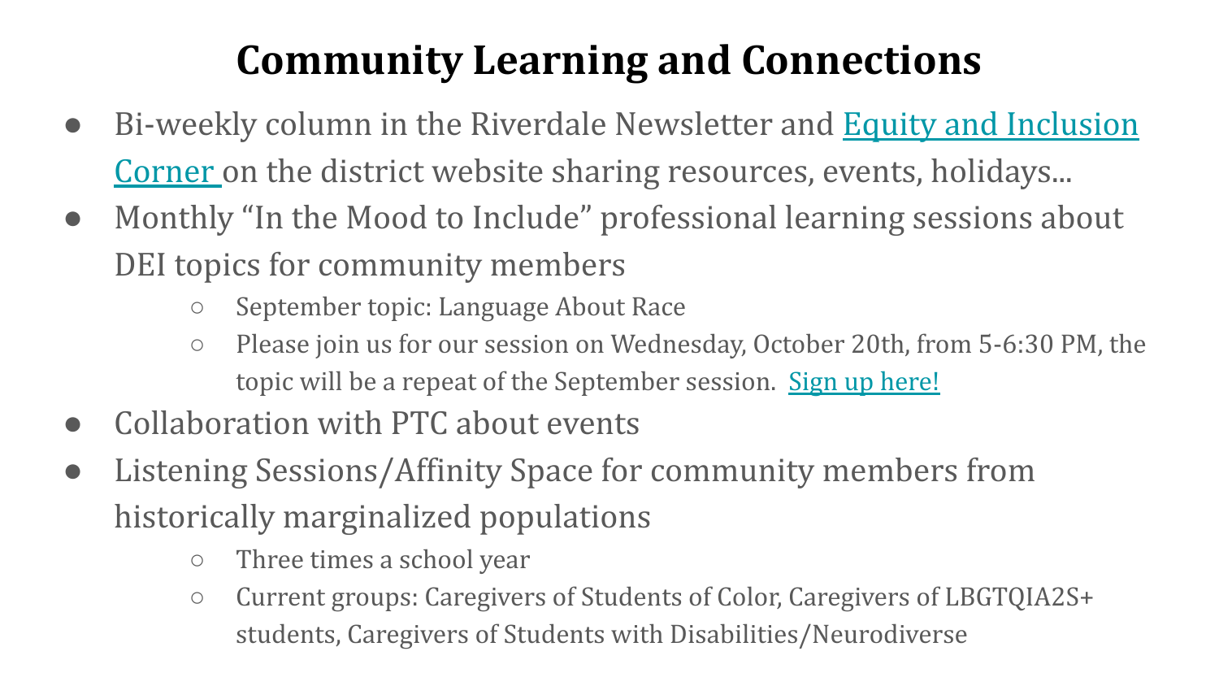# Community Learning and Connections

- Bi-weekly column in the Riverdale Newsletter and Equity and Inclusion Corner on the district website sharing resources, events, holidays...
- Monthly "In the Mood to Include" professional learning sessions about DEI topics for community members
  - September topic: Language About Race
  - Please join us for our session on Wednesday, October 20th, from 5-6:30 PM, the topic will be a repeat of the September session. Sign up here!
- Collaboration with PTC about events
- Listening Sessions/Affinity Space for community members from historically marginalized populations
  - Three times a school year
  - Current groups: Caregivers of Students of Color, Caregivers of LBGTQIA2S+ students, Caregivers of Students with Disabilities/Neurodiverse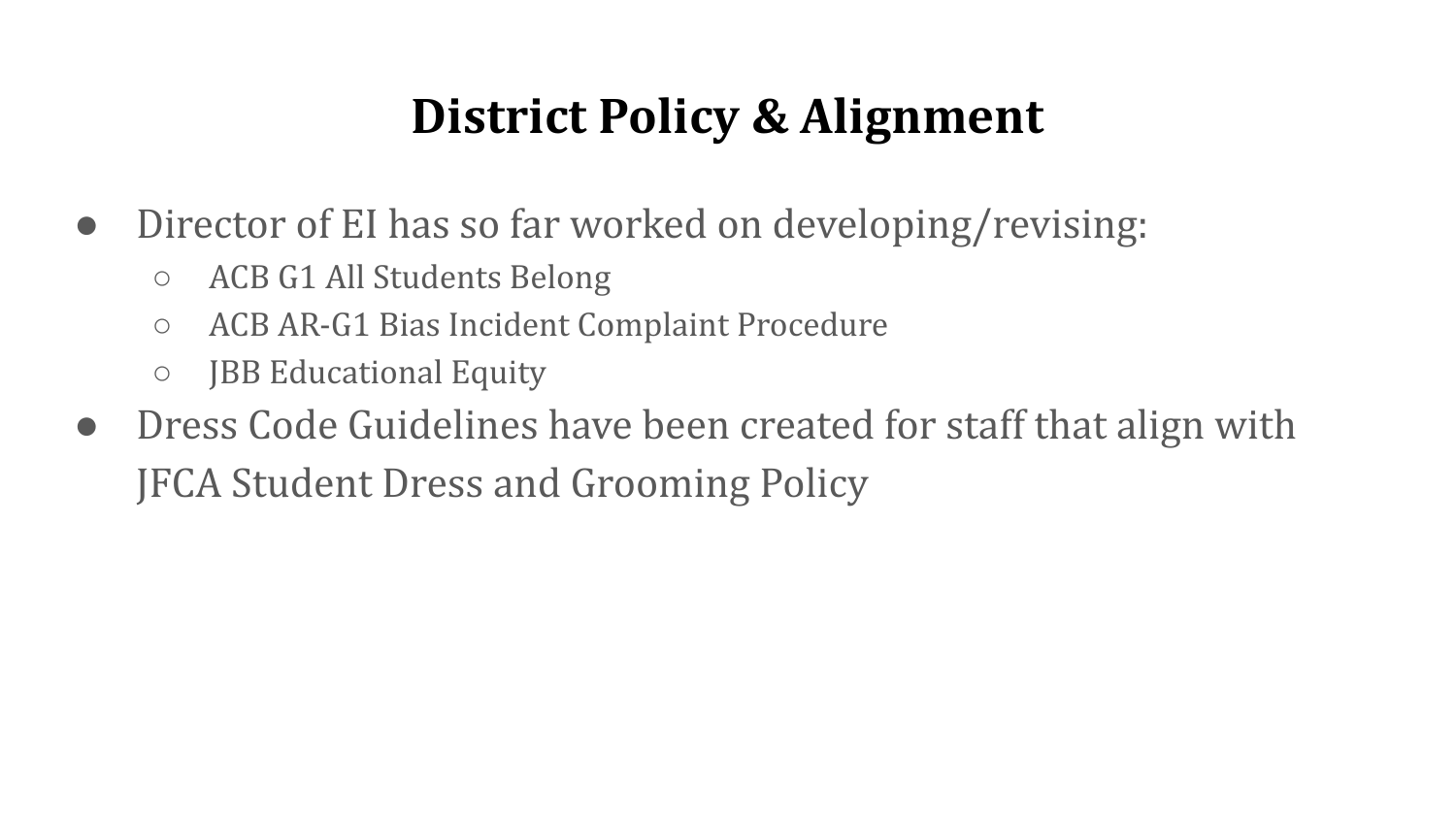# District Policy & Alignment

- Director of EI has so far worked on developing/revising:
  - ACB G1 All Students Belong
  - ACB AR-G1 Bias Incident Complaint Procedure
  - JBB Educational Equity
- Dress Code Guidelines have been created for staff that align with JFCA Student Dress and Grooming Policy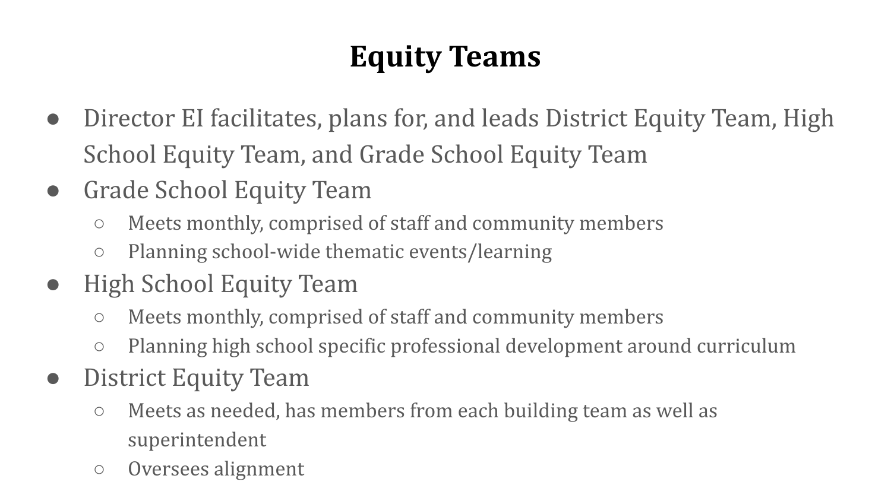# Equity Teams

- Director EI facilitates, plans for, and leads District Equity Team, High School Equity Team, and Grade School Equity Team
- Grade School Equity Team
  - Meets monthly, comprised of staff and community members
  - Planning school-wide thematic events/learning
- High School Equity Team
  - Meets monthly, comprised of staff and community members
  - Planning high school specific professional development around curriculum
- District Equity Team
  - Meets as needed, has members from each building team as well as superintendent
  - Oversees alignment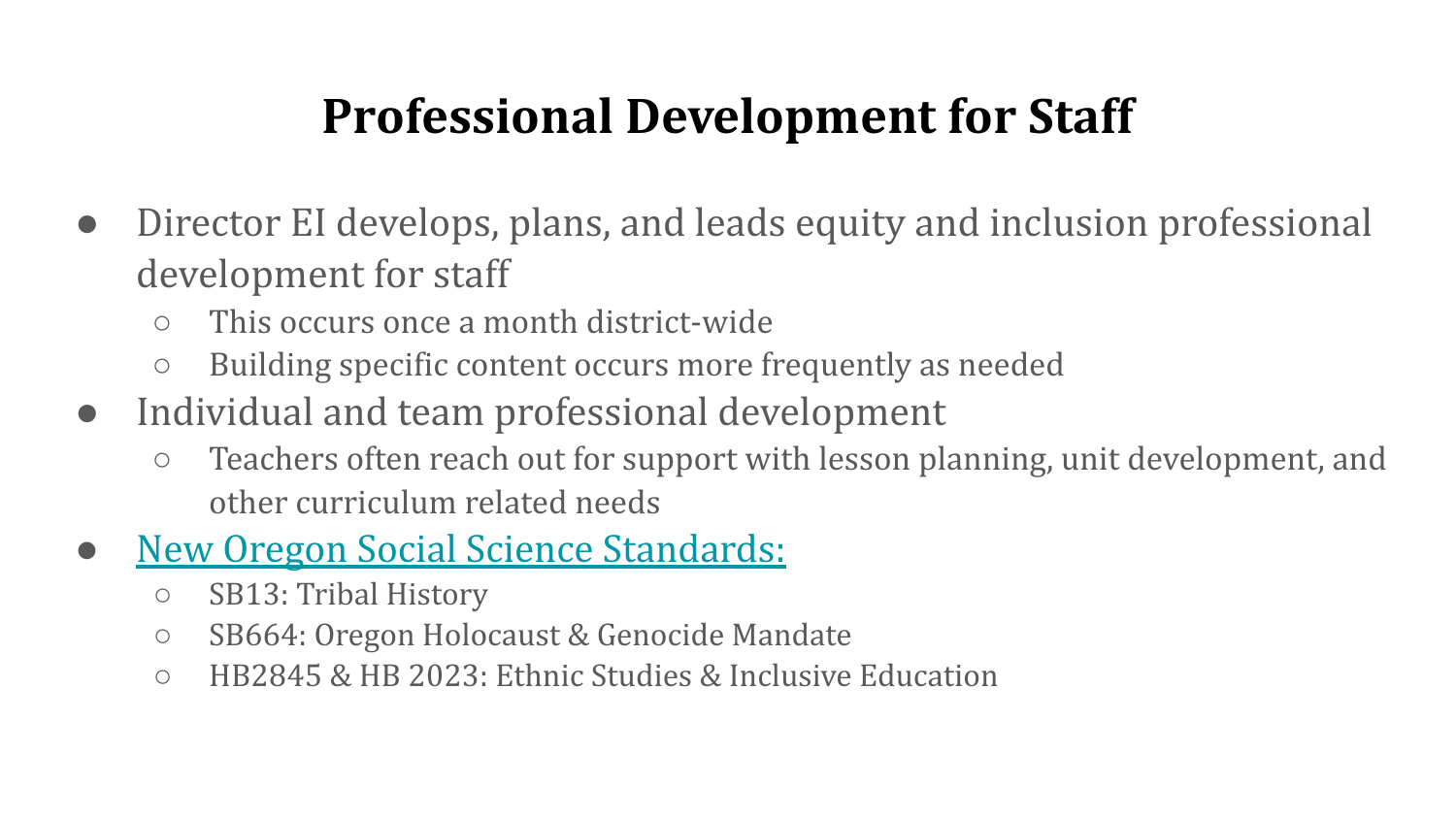# Professional Development for Staff

- Director EI develops, plans, and leads equity and inclusion professional development for staff
  - This occurs once a month district-wide
  - Building specific content occurs more frequently as needed
- Individual and team professional development
  - Teachers often reach out for support with lesson planning, unit development, and other curriculum related needs
- New Oregon Social Science Standards:
  - SB13: Tribal History
  - SB664: Oregon Holocaust & Genocide Mandate
  - HB2845 & HB 2023: Ethnic Studies & Inclusive Education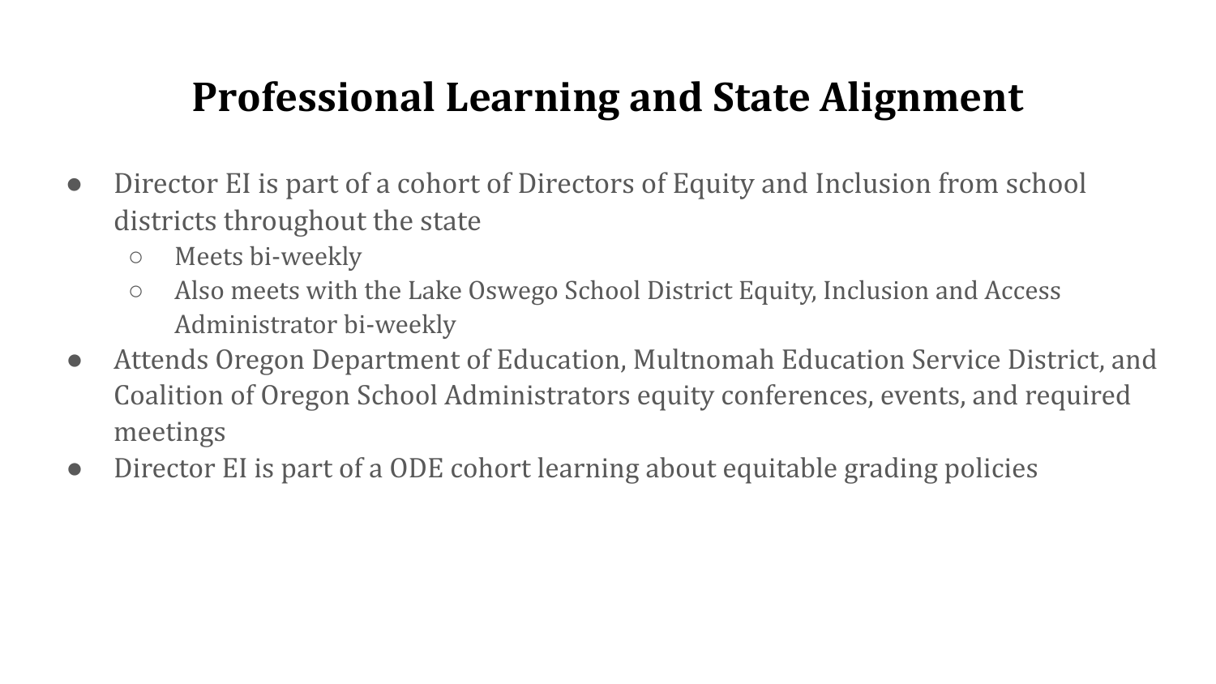# Professional Learning and State Alignment

- Director EI is part of a cohort of Directors of Equity and Inclusion from school districts throughout the state
  - Meets bi-weekly
  - Also meets with the Lake Oswego School District Equity, Inclusion and Access Administrator bi-weekly
- Attends Oregon Department of Education, Multnomah Education Service District, and Coalition of Oregon School Administrators equity conferences, events, and required meetings
- Director EI is part of a ODE cohort learning about equitable grading policies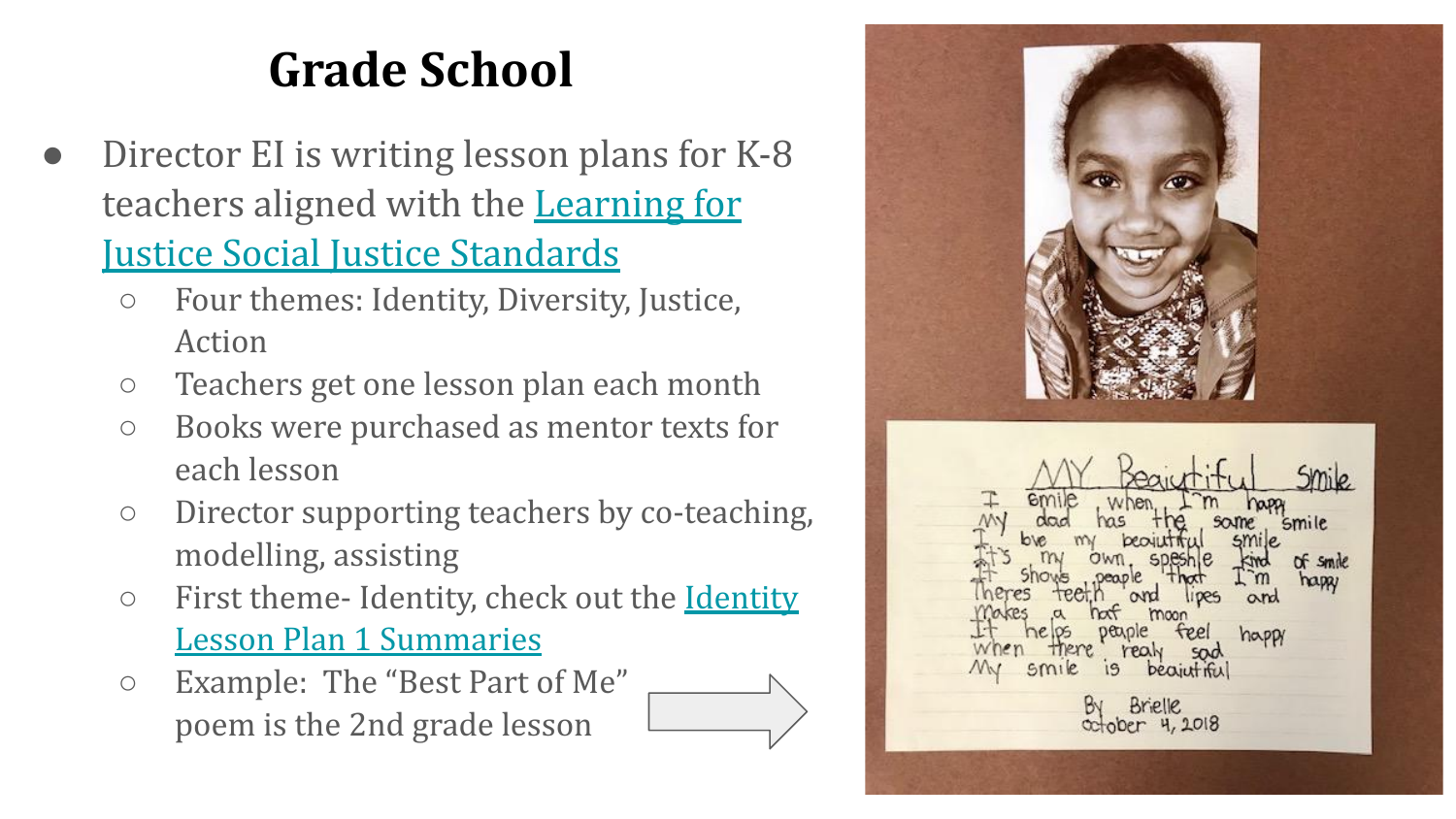# Grade School

- Director EI is writing lesson plans for K-8 teachers aligned with the Learning for Justice Social Justice Standards
  - Four themes: Identity, Diversity, Justice, Action
  - Teachers get one lesson plan each month
  - Books were purchased as mentor texts for each lesson
  - Director supporting teachers by co-teaching, modelling, assisting
  - First theme- Identity, check out the Identity Lesson Plan 1 Summaries
  - Example: The "Best Part of Me" poem is the 2nd grade lesson

MY Beautiful Smile

I smile when I'm happy
My dad has the same smile
I love my beautiful smile
It's my own, speshle kind of smile
It shows people that I'm happy
Theres teeth and lipes and
Makes a haf moon
It helps people feel happy
when there realy sad
My smile is beautiful

By Brielle
october 4, 2018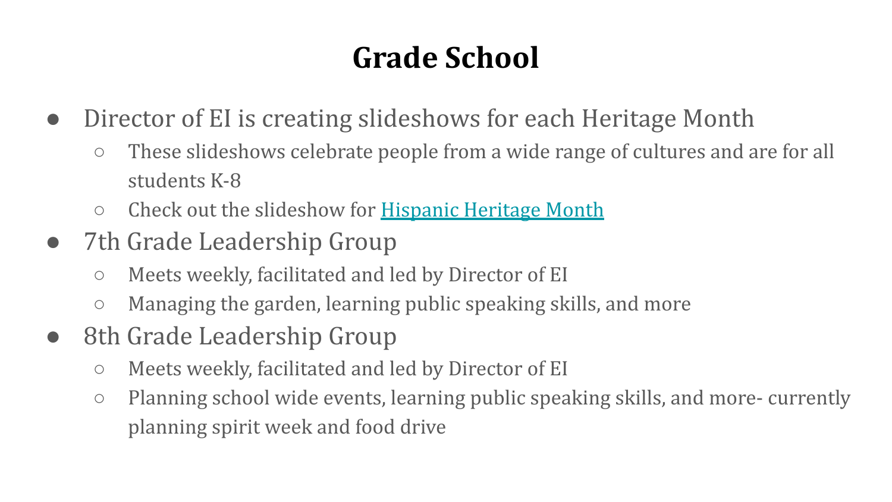# Grade School

- Director of EI is creating slideshows for each Heritage Month
  - These slideshows celebrate people from a wide range of cultures and are for all students K-8
  - Check out the slideshow for Hispanic Heritage Month
- 7th Grade Leadership Group
  - Meets weekly, facilitated and led by Director of EI
  - Managing the garden, learning public speaking skills, and more
- 8th Grade Leadership Group
  - Meets weekly, facilitated and led by Director of EI
  - Planning school wide events, learning public speaking skills, and more- currently planning spirit week and food drive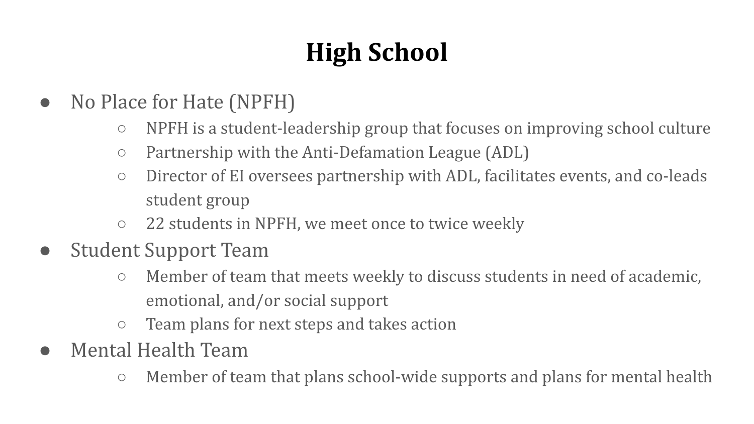# High School

- No Place for Hate (NPFH)
  - NPFH is a student-leadership group that focuses on improving school culture
  - Partnership with the Anti-Defamation League (ADL)
  - Director of EI oversees partnership with ADL, facilitates events, and co-leads student group
  - 22 students in NPFH, we meet once to twice weekly
- Student Support Team
  - Member of team that meets weekly to discuss students in need of academic, emotional, and/or social support
  - Team plans for next steps and takes action
- Mental Health Team
  - Member of team that plans school-wide supports and plans for mental health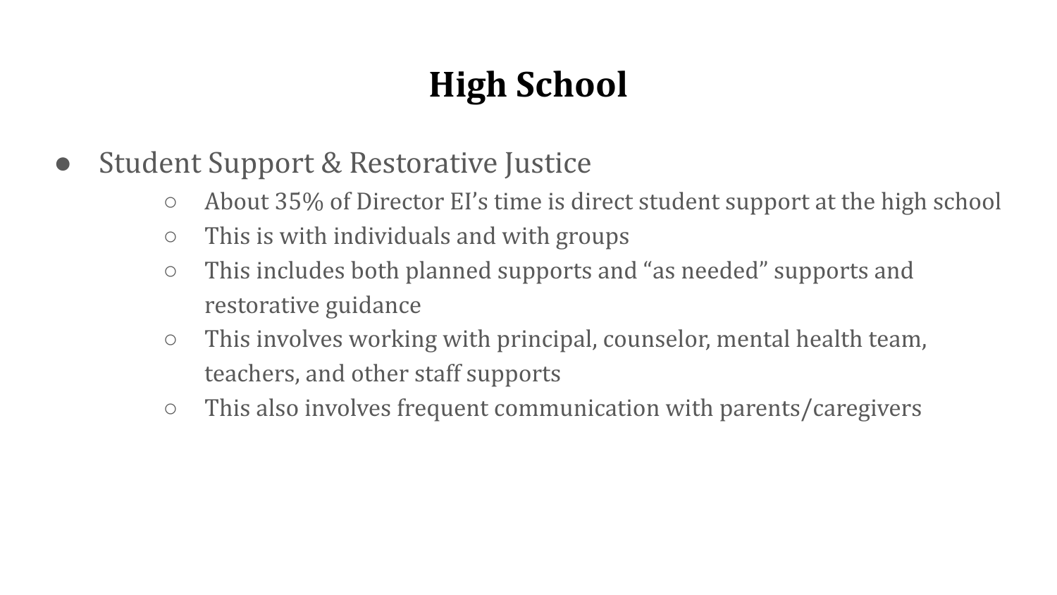# High School

- Student Support & Restorative Justice
  - About 35% of Director EI's time is direct student support at the high school
  - This is with individuals and with groups
  - This includes both planned supports and "as needed" supports and restorative guidance
  - This involves working with principal, counselor, mental health team, teachers, and other staff supports
  - This also involves frequent communication with parents/caregivers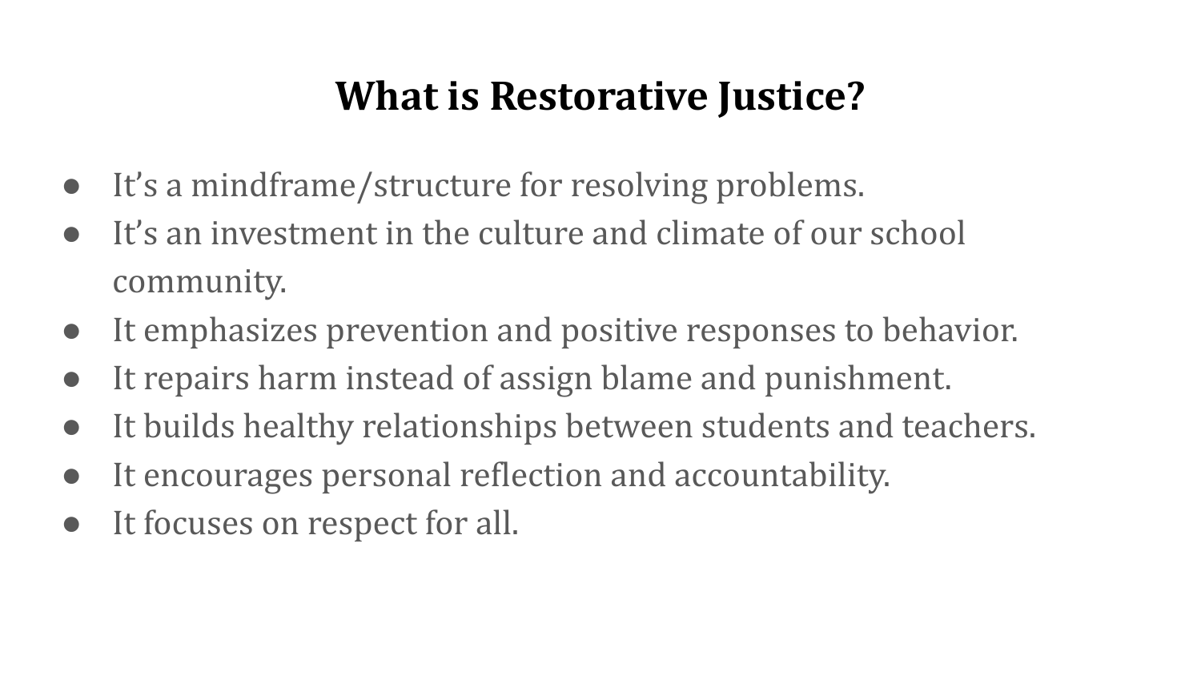# What is Restorative Justice?

- It’s a mindframe/structure for resolving problems.
- It’s an investment in the culture and climate of our school community.
- It emphasizes prevention and positive responses to behavior.
- It repairs harm instead of assign blame and punishment.
- It builds healthy relationships between students and teachers.
- It encourages personal reflection and accountability.
- It focuses on respect for all.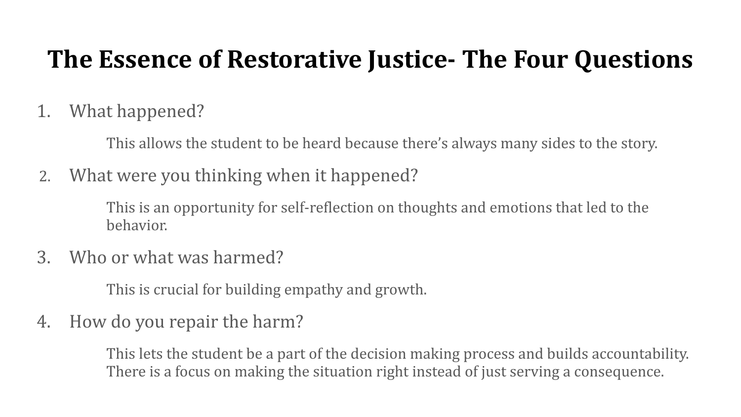# The Essence of Restorative Justice- The Four Questions

1. What happened?

   This allows the student to be heard because there's always many sides to the story.

2. What were you thinking when it happened?

   This is an opportunity for self-reflection on thoughts and emotions that led to the behavior.

3. Who or what was harmed?

   This is crucial for building empathy and growth.

4. How do you repair the harm?

   This lets the student be a part of the decision making process and builds accountability. There is a focus on making the situation right instead of just serving a consequence.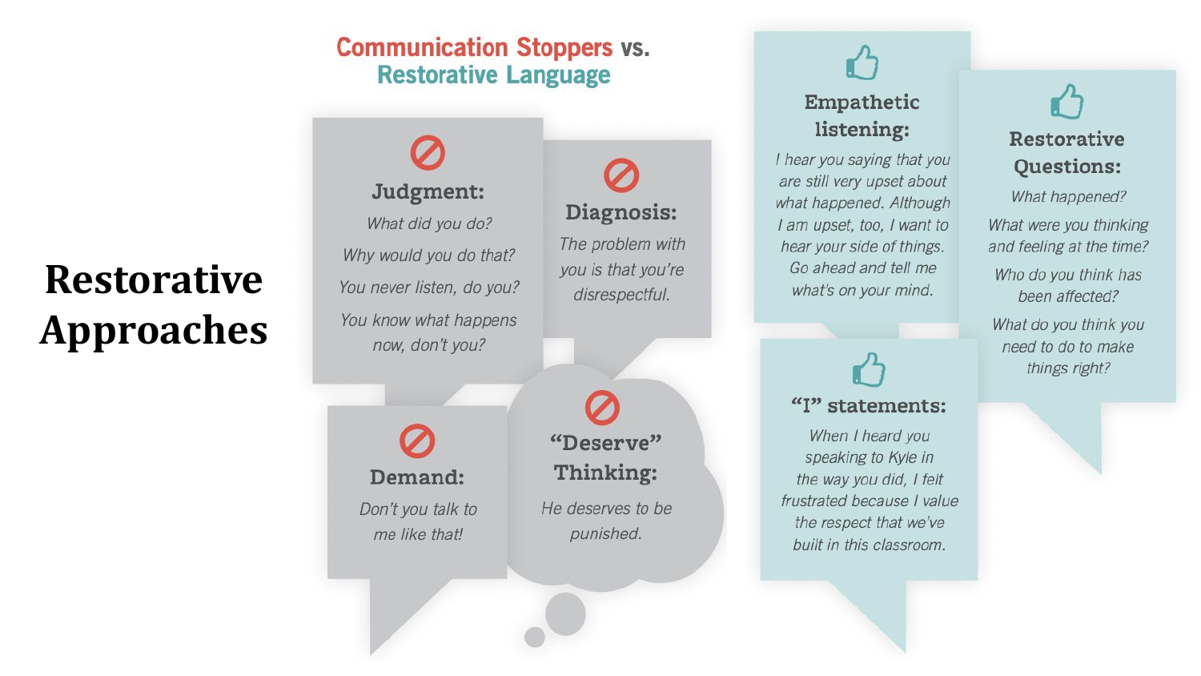# Restorative Approaches

## Communication Stoppers vs. Restorative Language

### Judgment:

*What did you do?*

*Why would you do that?*

*You never listen, do you?*

*You know what happens now, don't you?*

### Diagnosis:

*The problem with you is that you're disrespectful.*

### Demand:

*Don't you talk to me like that!*

### "Deserve" Thinking:

*He deserves to be punished.*

### Empathetic listening:

*I hear you saying that you are still very upset about what happened. Although I am upset, too, I want to hear your side of things. Go ahead and tell me what's on your mind.*

### Restorative Questions:

*What happened?*

*What were you thinking and feeling at the time?*

*Who do you think has been affected?*

*What do you think you need to do to make things right?*

### "I" statements:

*When I heard you speaking to Kyle in the way you did, I felt frustrated because I value the respect that we've built in this classroom.*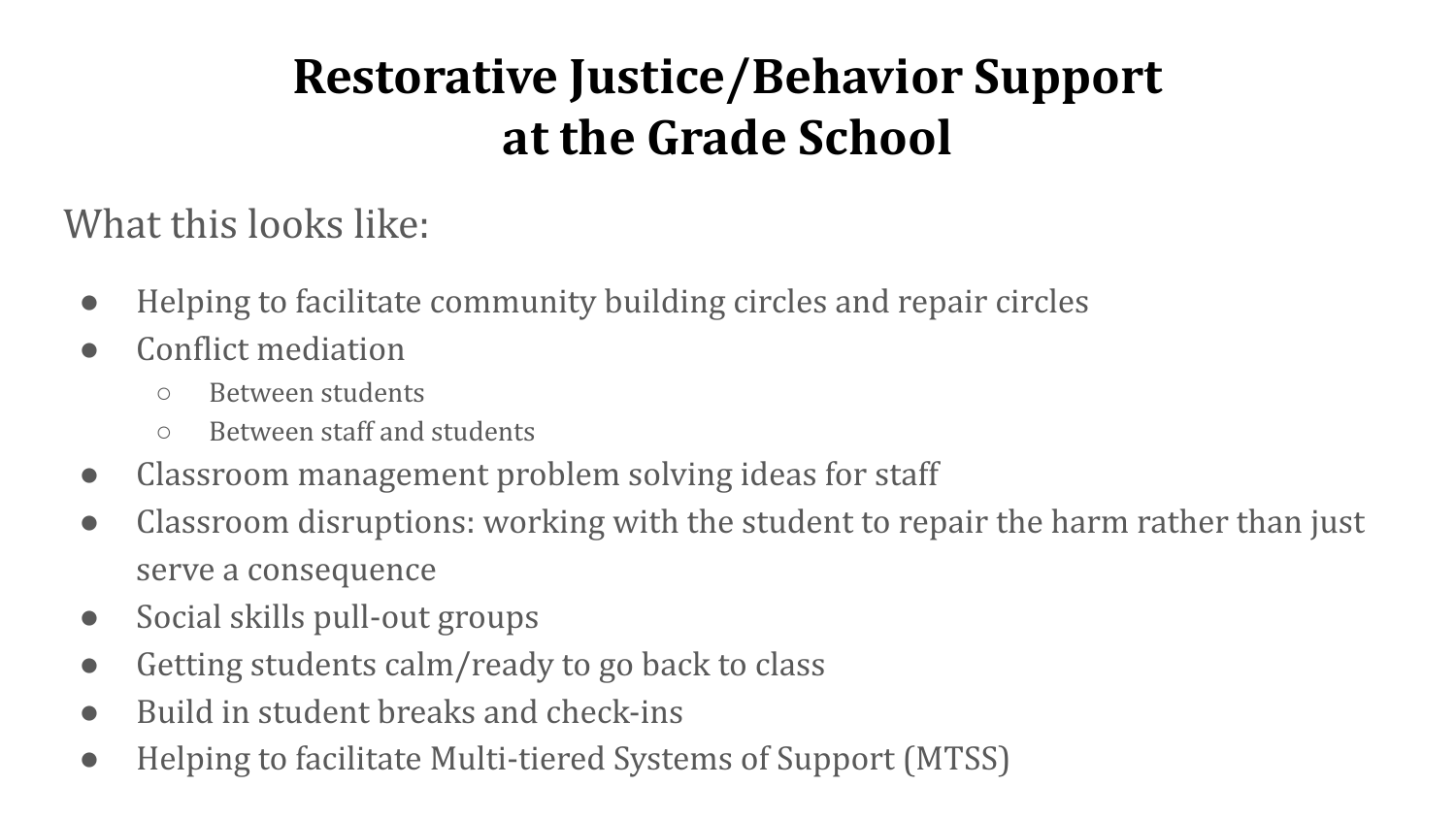# Restorative Justice/Behavior Support at the Grade School

What this looks like:

- Helping to facilitate community building circles and repair circles
- Conflict mediation
  - Between students
  - Between staff and students
- Classroom management problem solving ideas for staff
- Classroom disruptions: working with the student to repair the harm rather than just serve a consequence
- Social skills pull-out groups
- Getting students calm/ready to go back to class
- Build in student breaks and check-ins
- Helping to facilitate Multi-tiered Systems of Support (MTSS)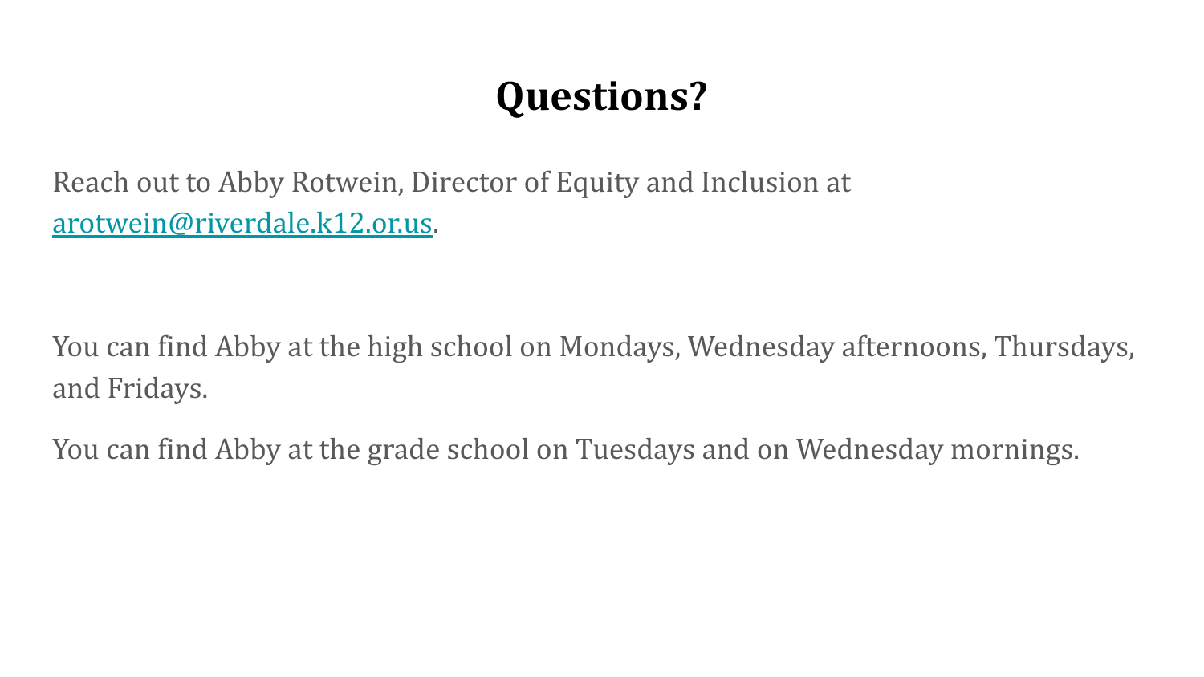# Questions?

Reach out to Abby Rotwein, Director of Equity and Inclusion at [arotwein@riverdale.k12.or.us](mailto:arotwein@riverdale.k12.or.us).

You can find Abby at the high school on Mondays, Wednesday afternoons, Thursdays, and Fridays.

You can find Abby at the grade school on Tuesdays and on Wednesday mornings.